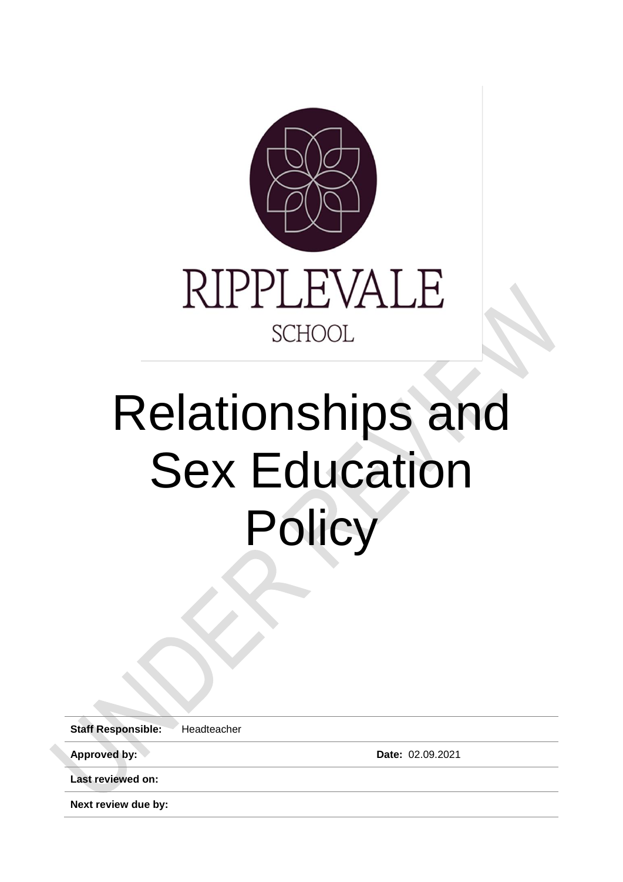RIPPLEVALE

SCHOOL

# Relationships and Sex Education Policy

UNDER REVIEW

| | | | |
|---|---|---|---|
| **Staff Responsible:** | Headteacher | | |
| **Approved by:** | | **Date:** | 02.09.2021 |
| **Last reviewed on:** | | | |
| **Next review due by:** | | | |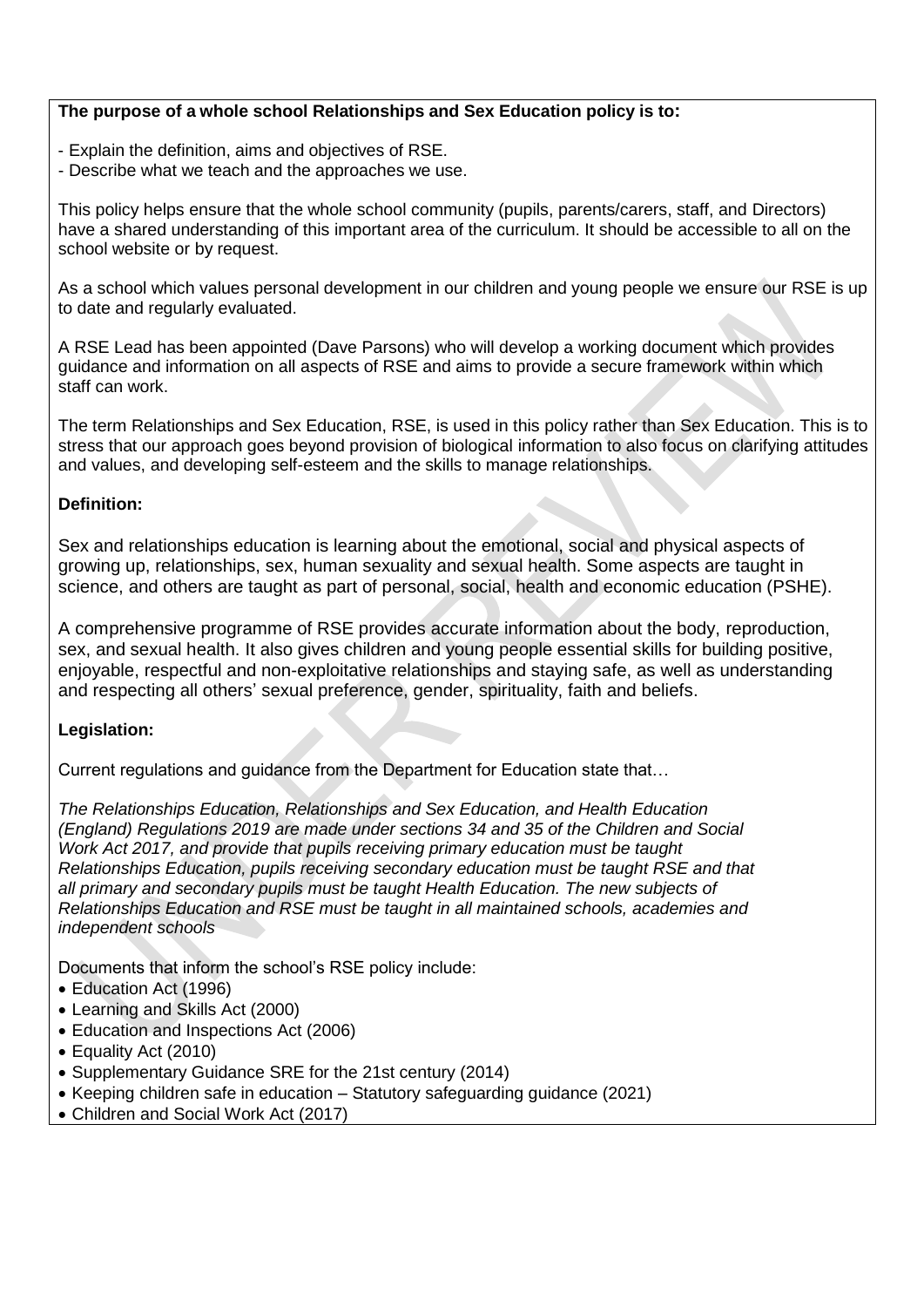**The purpose of a whole school Relationships and Sex Education policy is to:**

- Explain the definition, aims and objectives of RSE.
- Describe what we teach and the approaches we use.

This policy helps ensure that the whole school community (pupils, parents/carers, staff, and Directors) have a shared understanding of this important area of the curriculum. It should be accessible to all on the school website or by request.

As a school which values personal development in our children and young people we ensure our RSE is up to date and regularly evaluated.

A RSE Lead has been appointed (Dave Parsons) who will develop a working document which provides guidance and information on all aspects of RSE and aims to provide a secure framework within which staff can work.

The term Relationships and Sex Education, RSE, is used in this policy rather than Sex Education. This is to stress that our approach goes beyond provision of biological information to also focus on clarifying attitudes and values, and developing self-esteem and the skills to manage relationships.

**Definition:**

Sex and relationships education is learning about the emotional, social and physical aspects of growing up, relationships, sex, human sexuality and sexual health. Some aspects are taught in science, and others are taught as part of personal, social, health and economic education (PSHE).

A comprehensive programme of RSE provides accurate information about the body, reproduction, sex, and sexual health. It also gives children and young people essential skills for building positive, enjoyable, respectful and non-exploitative relationships and staying safe, as well as understanding and respecting all others' sexual preference, gender, spirituality, faith and beliefs.

**Legislation:**

Current regulations and guidance from the Department for Education state that…

*The Relationships Education, Relationships and Sex Education, and Health Education (England) Regulations 2019 are made under sections 34 and 35 of the Children and Social Work Act 2017, and provide that pupils receiving primary education must be taught Relationships Education, pupils receiving secondary education must be taught RSE and that all primary and secondary pupils must be taught Health Education. The new subjects of Relationships Education and RSE must be taught in all maintained schools, academies and independent schools*

Documents that inform the school's RSE policy include:

- Education Act (1996)
- Learning and Skills Act (2000)
- Education and Inspections Act (2006)
- Equality Act (2010)
- Supplementary Guidance SRE for the 21st century (2014)
- Keeping children safe in education – Statutory safeguarding guidance (2021)
- Children and Social Work Act (2017)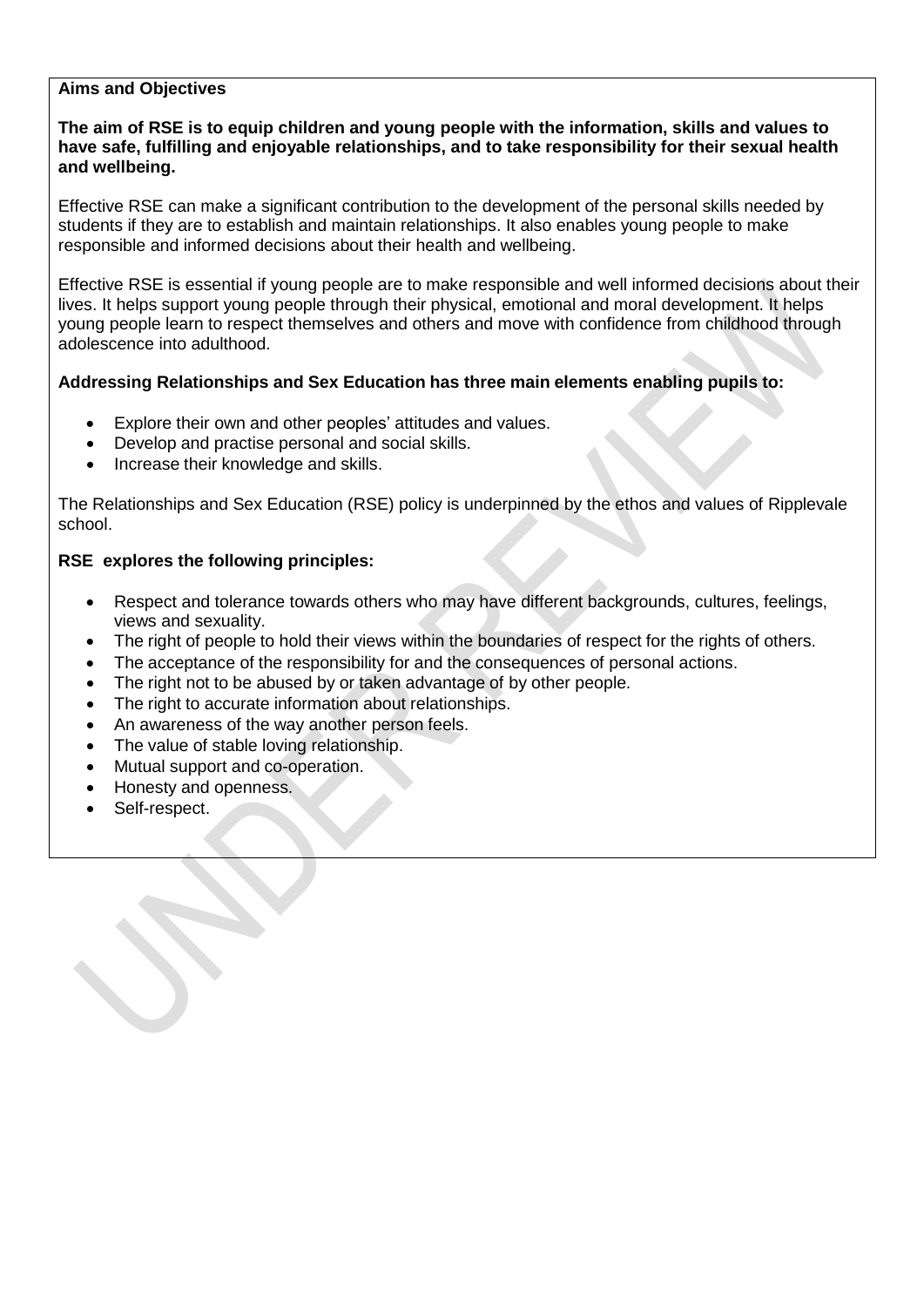**Aims and Objectives**

**The aim of RSE is to equip children and young people with the information, skills and values to have safe, fulfilling and enjoyable relationships, and to take responsibility for their sexual health and wellbeing.**

Effective RSE can make a significant contribution to the development of the personal skills needed by students if they are to establish and maintain relationships. It also enables young people to make responsible and informed decisions about their health and wellbeing.

Effective RSE is essential if young people are to make responsible and well informed decisions about their lives. It helps support young people through their physical, emotional and moral development. It helps young people learn to respect themselves and others and move with confidence from childhood through adolescence into adulthood.

**Addressing Relationships and Sex Education has three main elements enabling pupils to:**

- Explore their own and other peoples' attitudes and values.
- Develop and practise personal and social skills.
- Increase their knowledge and skills.

The Relationships and Sex Education (RSE) policy is underpinned by the ethos and values of Ripplevale school.

**RSE explores the following principles:**

- Respect and tolerance towards others who may have different backgrounds, cultures, feelings, views and sexuality.
- The right of people to hold their views within the boundaries of respect for the rights of others.
- The acceptance of the responsibility for and the consequences of personal actions.
- The right not to be abused by or taken advantage of by other people.
- The right to accurate information about relationships.
- An awareness of the way another person feels.
- The value of stable loving relationship.
- Mutual support and co-operation.
- Honesty and openness.
- Self-respect.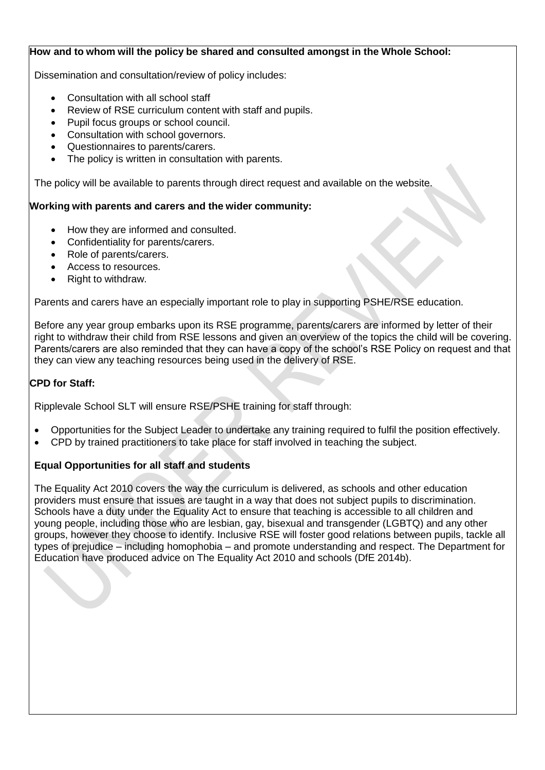**How and to whom will the policy be shared and consulted amongst in the Whole School:**

Dissemination and consultation/review of policy includes:

- Consultation with all school staff
- Review of RSE curriculum content with staff and pupils.
- Pupil focus groups or school council.
- Consultation with school governors.
- Questionnaires to parents/carers.
- The policy is written in consultation with parents.

The policy will be available to parents through direct request and available on the website.

**Working with parents and carers and the wider community:**

- How they are informed and consulted.
- Confidentiality for parents/carers.
- Role of parents/carers.
- Access to resources.
- Right to withdraw.

Parents and carers have an especially important role to play in supporting PSHE/RSE education.

Before any year group embarks upon its RSE programme, parents/carers are informed by letter of their right to withdraw their child from RSE lessons and given an overview of the topics the child will be covering. Parents/carers are also reminded that they can have a copy of the school's RSE Policy on request and that they can view any teaching resources being used in the delivery of RSE.

**CPD for Staff:**

Ripplevale School SLT will ensure RSE/PSHE training for staff through:

- Opportunities for the Subject Leader to undertake any training required to fulfil the position effectively.
- CPD by trained practitioners to take place for staff involved in teaching the subject.

**Equal Opportunities for all staff and students**

The Equality Act 2010 covers the way the curriculum is delivered, as schools and other education providers must ensure that issues are taught in a way that does not subject pupils to discrimination. Schools have a duty under the Equality Act to ensure that teaching is accessible to all children and young people, including those who are lesbian, gay, bisexual and transgender (LGBTQ) and any other groups, however they choose to identify. Inclusive RSE will foster good relations between pupils, tackle all types of prejudice – including homophobia – and promote understanding and respect. The Department for Education have produced advice on The Equality Act 2010 and schools (DfE 2014b).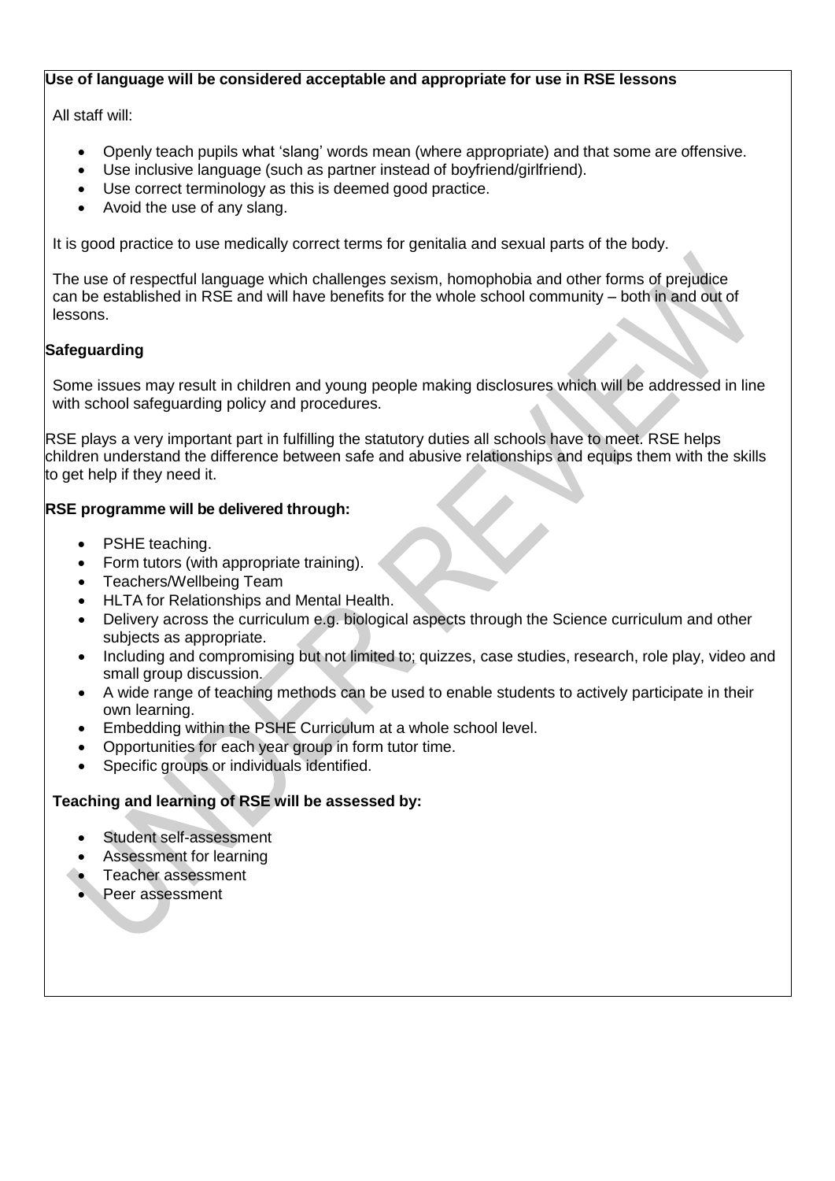**Use of language will be considered acceptable and appropriate for use in RSE lessons**

All staff will:

- Openly teach pupils what 'slang' words mean (where appropriate) and that some are offensive.
- Use inclusive language (such as partner instead of boyfriend/girlfriend).
- Use correct terminology as this is deemed good practice.
- Avoid the use of any slang.

It is good practice to use medically correct terms for genitalia and sexual parts of the body.

The use of respectful language which challenges sexism, homophobia and other forms of prejudice can be established in RSE and will have benefits for the whole school community – both in and out of lessons.

**Safeguarding**

Some issues may result in children and young people making disclosures which will be addressed in line with school safeguarding policy and procedures.

RSE plays a very important part in fulfilling the statutory duties all schools have to meet. RSE helps children understand the difference between safe and abusive relationships and equips them with the skills to get help if they need it.

**RSE programme will be delivered through:**

- PSHE teaching.
- Form tutors (with appropriate training).
- Teachers/Wellbeing Team
- HLTA for Relationships and Mental Health.
- Delivery across the curriculum e.g. biological aspects through the Science curriculum and other subjects as appropriate.
- Including and compromising but not limited to; quizzes, case studies, research, role play, video and small group discussion.
- A wide range of teaching methods can be used to enable students to actively participate in their own learning.
- Embedding within the PSHE Curriculum at a whole school level.
- Opportunities for each year group in form tutor time.
- Specific groups or individuals identified.

**Teaching and learning of RSE will be assessed by:**

- Student self-assessment
- Assessment for learning
- Teacher assessment
- Peer assessment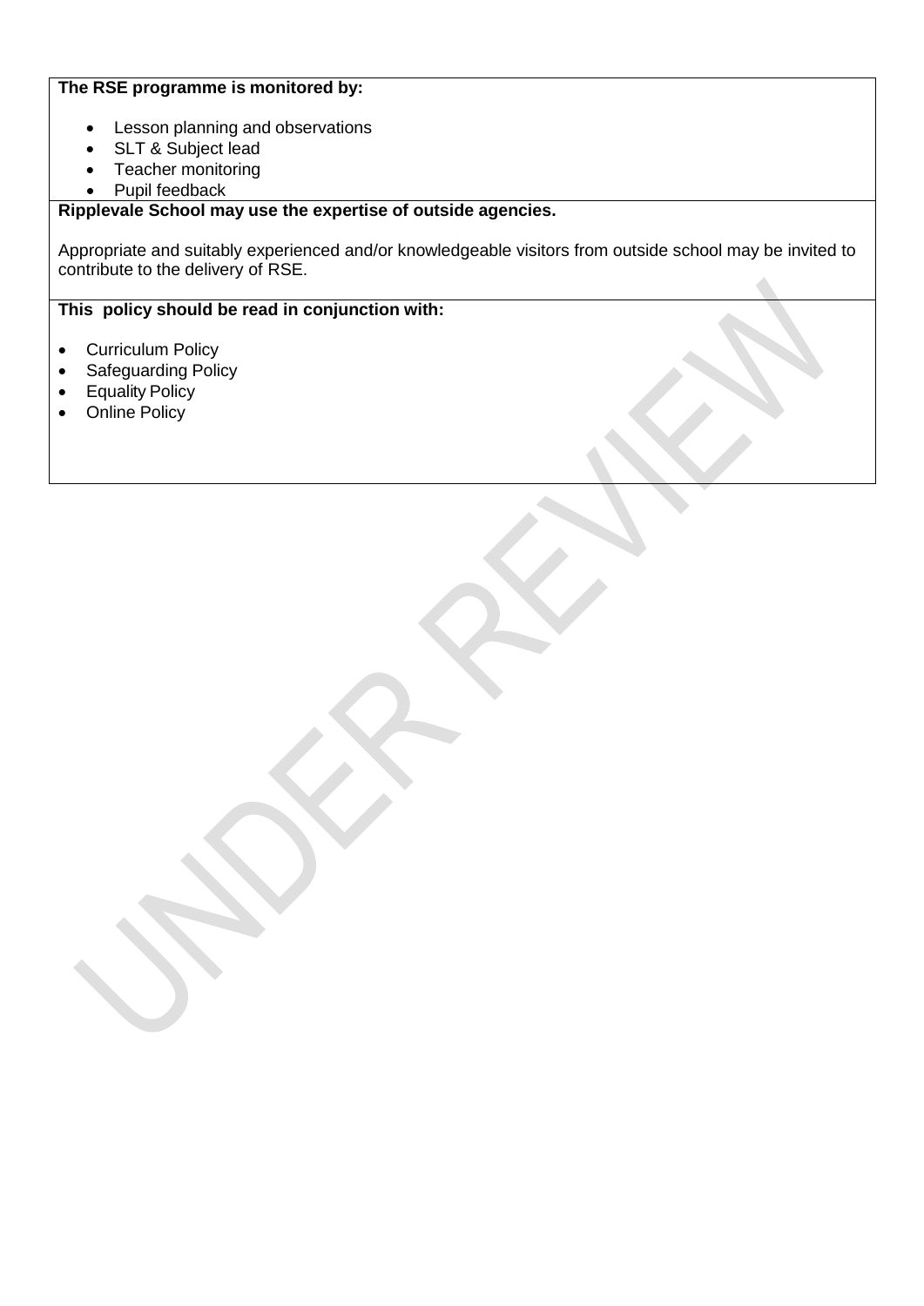**The RSE programme is monitored by:**

- Lesson planning and observations
- SLT & Subject lead
- Teacher monitoring
- Pupil feedback

**Ripplevale School may use the expertise of outside agencies.**

Appropriate and suitably experienced and/or knowledgeable visitors from outside school may be invited to contribute to the delivery of RSE.

**This policy should be read in conjunction with:**

- Curriculum Policy
- Safeguarding Policy
- Equality Policy
- Online Policy

UNDER REVIEW